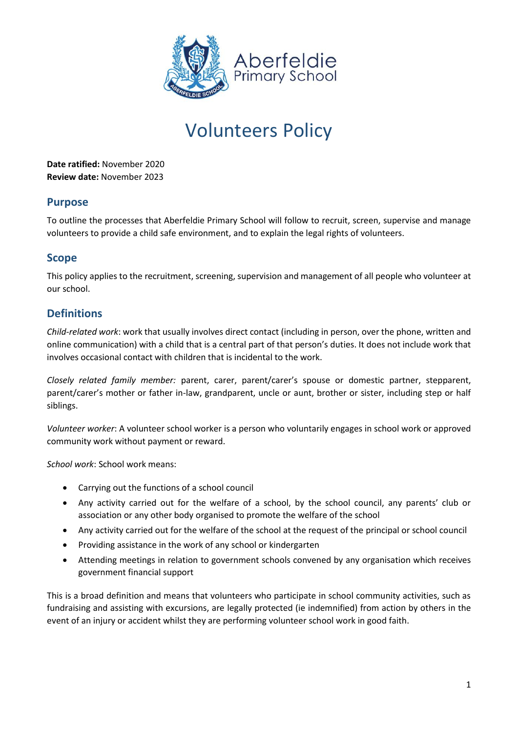Aberfeldie Primary School

# Volunteers Policy

**Date ratified:** November 2020
**Review date:** November 2023

## Purpose

To outline the processes that Aberfeldie Primary School will follow to recruit, screen, supervise and manage volunteers to provide a child safe environment, and to explain the legal rights of volunteers.

## Scope

This policy applies to the recruitment, screening, supervision and management of all people who volunteer at our school.

## Definitions

*Child-related work*: work that usually involves direct contact (including in person, over the phone, written and online communication) with a child that is a central part of that person's duties. It does not include work that involves occasional contact with children that is incidental to the work.

*Closely related family member:* parent, carer, parent/carer's spouse or domestic partner, stepparent, parent/carer's mother or father in-law, grandparent, uncle or aunt, brother or sister, including step or half siblings.

*Volunteer worker*: A volunteer school worker is a person who voluntarily engages in school work or approved community work without payment or reward.

*School work*: School work means:

- Carrying out the functions of a school council
- Any activity carried out for the welfare of a school, by the school council, any parents' club or association or any other body organised to promote the welfare of the school
- Any activity carried out for the welfare of the school at the request of the principal or school council
- Providing assistance in the work of any school or kindergarten
- Attending meetings in relation to government schools convened by any organisation which receives government financial support

This is a broad definition and means that volunteers who participate in school community activities, such as fundraising and assisting with excursions, are legally protected (ie indemnified) from action by others in the event of an injury or accident whilst they are performing volunteer school work in good faith.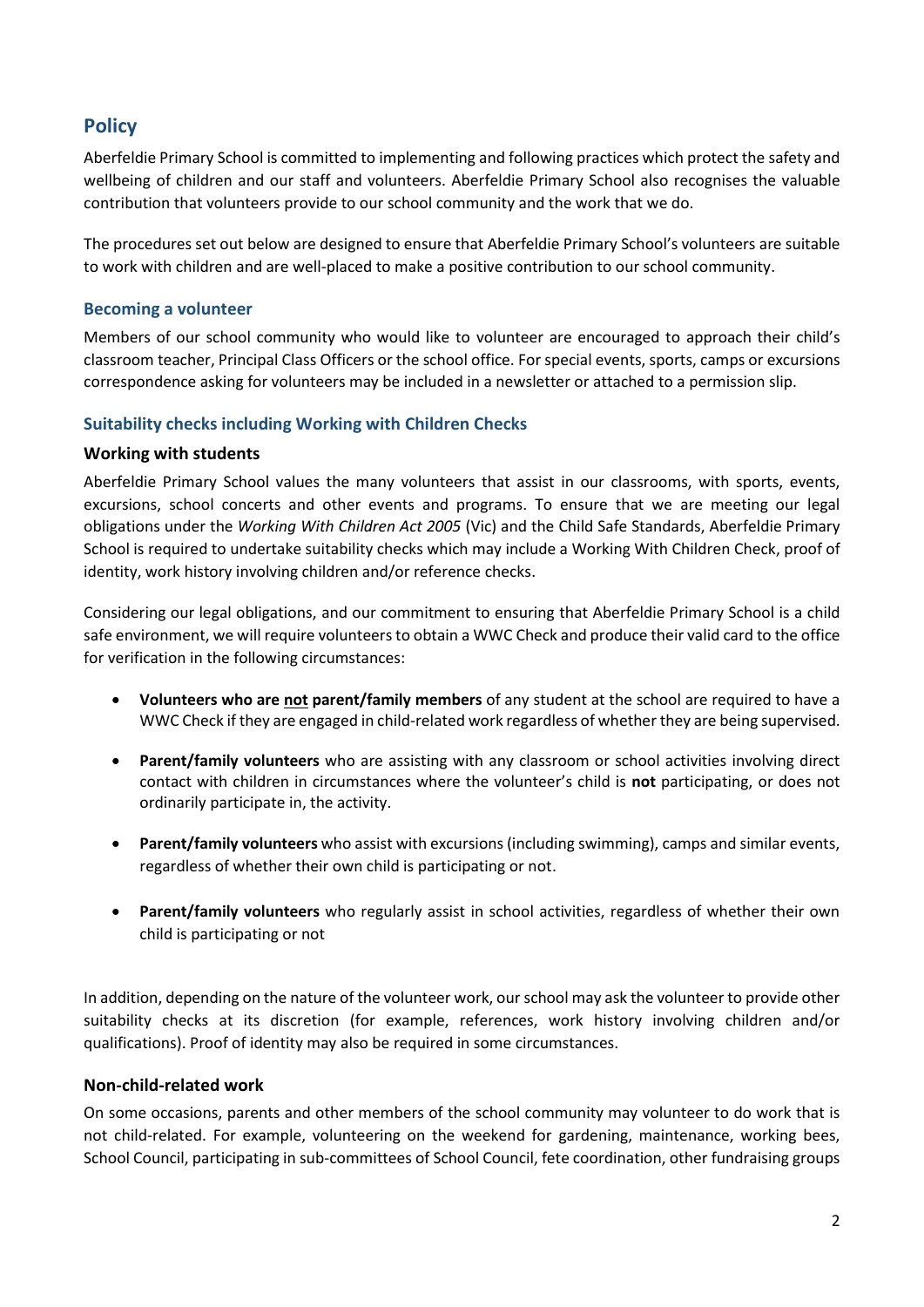## Policy

Aberfeldie Primary School is committed to implementing and following practices which protect the safety and wellbeing of children and our staff and volunteers. Aberfeldie Primary School also recognises the valuable contribution that volunteers provide to our school community and the work that we do.

The procedures set out below are designed to ensure that Aberfeldie Primary School's volunteers are suitable to work with children and are well-placed to make a positive contribution to our school community.

### Becoming a volunteer

Members of our school community who would like to volunteer are encouraged to approach their child's classroom teacher, Principal Class Officers or the school office. For special events, sports, camps or excursions correspondence asking for volunteers may be included in a newsletter or attached to a permission slip.

### Suitability checks including Working with Children Checks

#### Working with students

Aberfeldie Primary School values the many volunteers that assist in our classrooms, with sports, events, excursions, school concerts and other events and programs. To ensure that we are meeting our legal obligations under the *Working With Children Act 2005* (Vic) and the Child Safe Standards, Aberfeldie Primary School is required to undertake suitability checks which may include a Working With Children Check, proof of identity, work history involving children and/or reference checks.

Considering our legal obligations, and our commitment to ensuring that Aberfeldie Primary School is a child safe environment, we will require volunteers to obtain a WWC Check and produce their valid card to the office for verification in the following circumstances:

- **Volunteers who are <u>not</u> parent/family members** of any student at the school are required to have a WWC Check if they are engaged in child-related work regardless of whether they are being supervised.
- **Parent/family volunteers** who are assisting with any classroom or school activities involving direct contact with children in circumstances where the volunteer's child is **not** participating, or does not ordinarily participate in, the activity.
- **Parent/family volunteers** who assist with excursions (including swimming), camps and similar events, regardless of whether their own child is participating or not.
- **Parent/family volunteers** who regularly assist in school activities, regardless of whether their own child is participating or not

In addition, depending on the nature of the volunteer work, our school may ask the volunteer to provide other suitability checks at its discretion (for example, references, work history involving children and/or qualifications). Proof of identity may also be required in some circumstances.

#### Non-child-related work

On some occasions, parents and other members of the school community may volunteer to do work that is not child-related. For example, volunteering on the weekend for gardening, maintenance, working bees, School Council, participating in sub-committees of School Council, fete coordination, other fundraising groups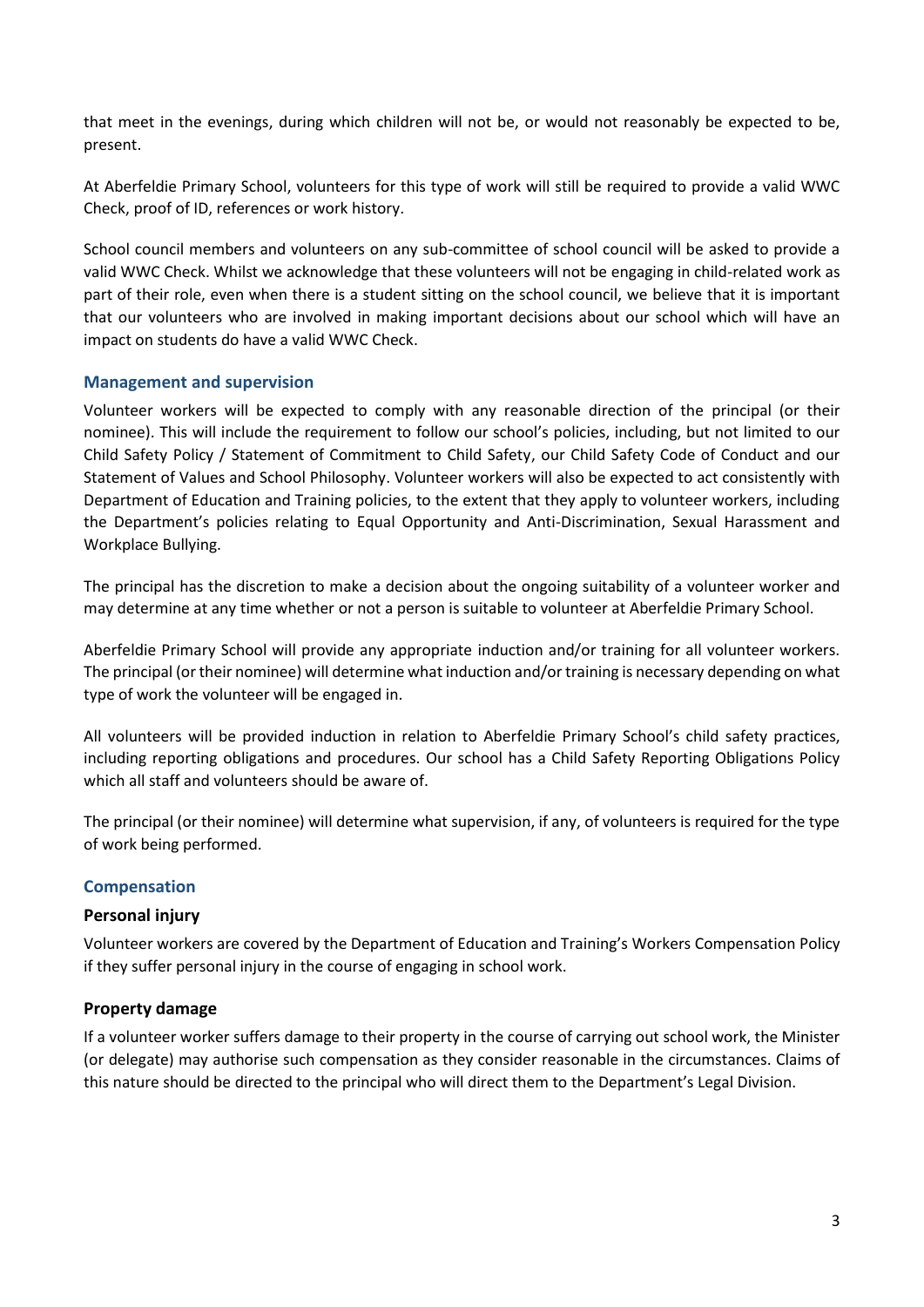that meet in the evenings, during which children will not be, or would not reasonably be expected to be, present.

At Aberfeldie Primary School, volunteers for this type of work will still be required to provide a valid WWC Check, proof of ID, references or work history.

School council members and volunteers on any sub-committee of school council will be asked to provide a valid WWC Check. Whilst we acknowledge that these volunteers will not be engaging in child-related work as part of their role, even when there is a student sitting on the school council, we believe that it is important that our volunteers who are involved in making important decisions about our school which will have an impact on students do have a valid WWC Check.

## Management and supervision

Volunteer workers will be expected to comply with any reasonable direction of the principal (or their nominee). This will include the requirement to follow our school's policies, including, but not limited to our Child Safety Policy / Statement of Commitment to Child Safety, our Child Safety Code of Conduct and our Statement of Values and School Philosophy. Volunteer workers will also be expected to act consistently with Department of Education and Training policies, to the extent that they apply to volunteer workers, including the Department's policies relating to Equal Opportunity and Anti-Discrimination, Sexual Harassment and Workplace Bullying.

The principal has the discretion to make a decision about the ongoing suitability of a volunteer worker and may determine at any time whether or not a person is suitable to volunteer at Aberfeldie Primary School.

Aberfeldie Primary School will provide any appropriate induction and/or training for all volunteer workers. The principal (or their nominee) will determine what induction and/or training is necessary depending on what type of work the volunteer will be engaged in.

All volunteers will be provided induction in relation to Aberfeldie Primary School's child safety practices, including reporting obligations and procedures. Our school has a Child Safety Reporting Obligations Policy which all staff and volunteers should be aware of.

The principal (or their nominee) will determine what supervision, if any, of volunteers is required for the type of work being performed.

## Compensation

### Personal injury

Volunteer workers are covered by the Department of Education and Training's Workers Compensation Policy if they suffer personal injury in the course of engaging in school work.

### Property damage

If a volunteer worker suffers damage to their property in the course of carrying out school work, the Minister (or delegate) may authorise such compensation as they consider reasonable in the circumstances. Claims of this nature should be directed to the principal who will direct them to the Department's Legal Division.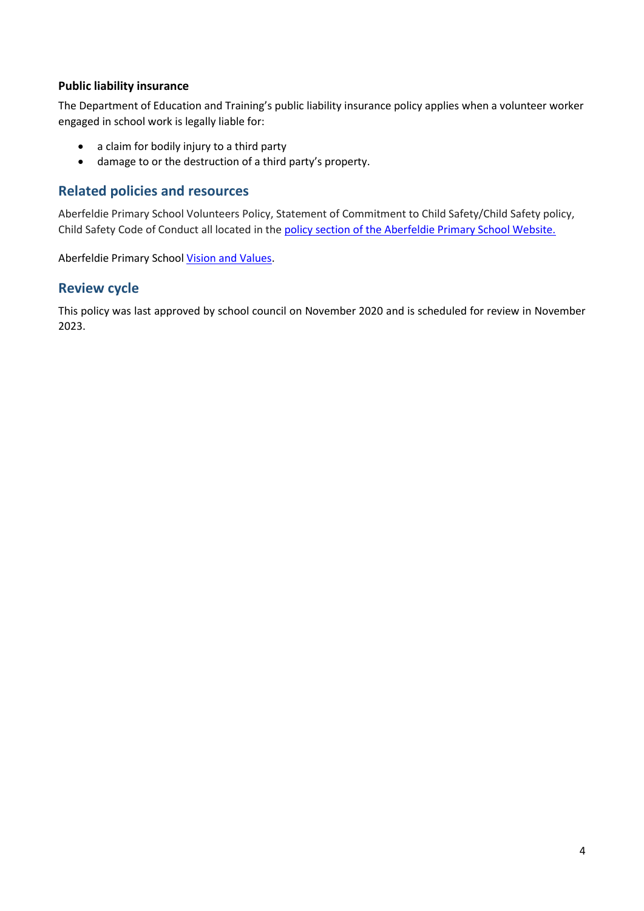**Public liability insurance**

The Department of Education and Training's public liability insurance policy applies when a volunteer worker engaged in school work is legally liable for:

- a claim for bodily injury to a third party
- damage to or the destruction of a third party's property.

## Related policies and resources

Aberfeldie Primary School Volunteers Policy, Statement of Commitment to Child Safety/Child Safety policy, Child Safety Code of Conduct all located in the policy section of the Aberfeldie Primary School Website.

Aberfeldie Primary School Vision and Values.

## Review cycle

This policy was last approved by school council on November 2020 and is scheduled for review in November 2023.